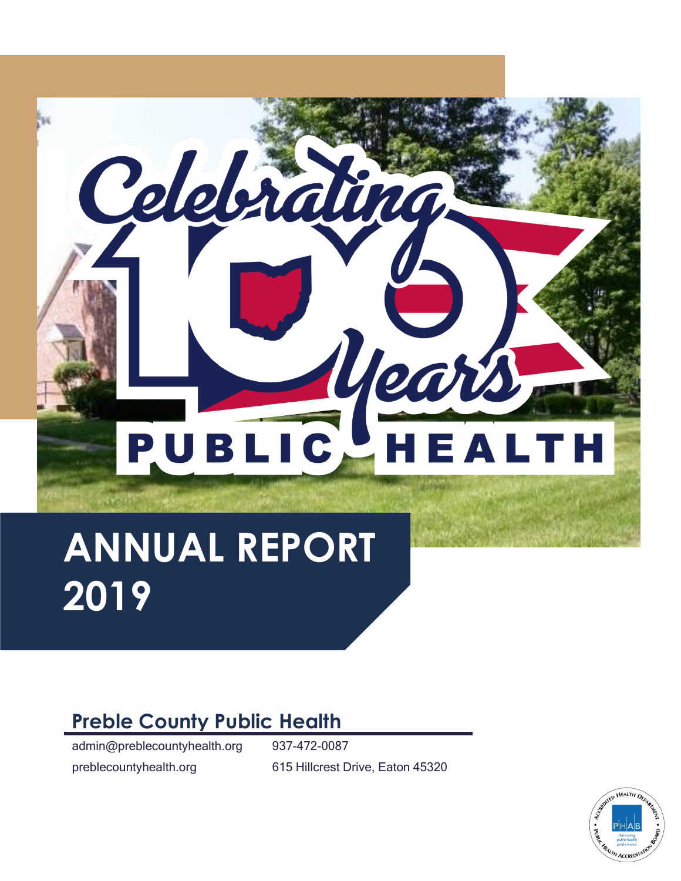Celebrating 100 Years

PUBLIC HEALTH

# ANNUAL REPORT 2019

## Preble County Public Health

admin@preblecountyhealth.org

937-472-0087

preblecountyhealth.org

615 Hillcrest Drive, Eaton 45320

ACCREDITED HEALTH DEPARTMENT • PUBLIC HEALTH ACCREDITATION BOARD • PHAB Advancing public health performance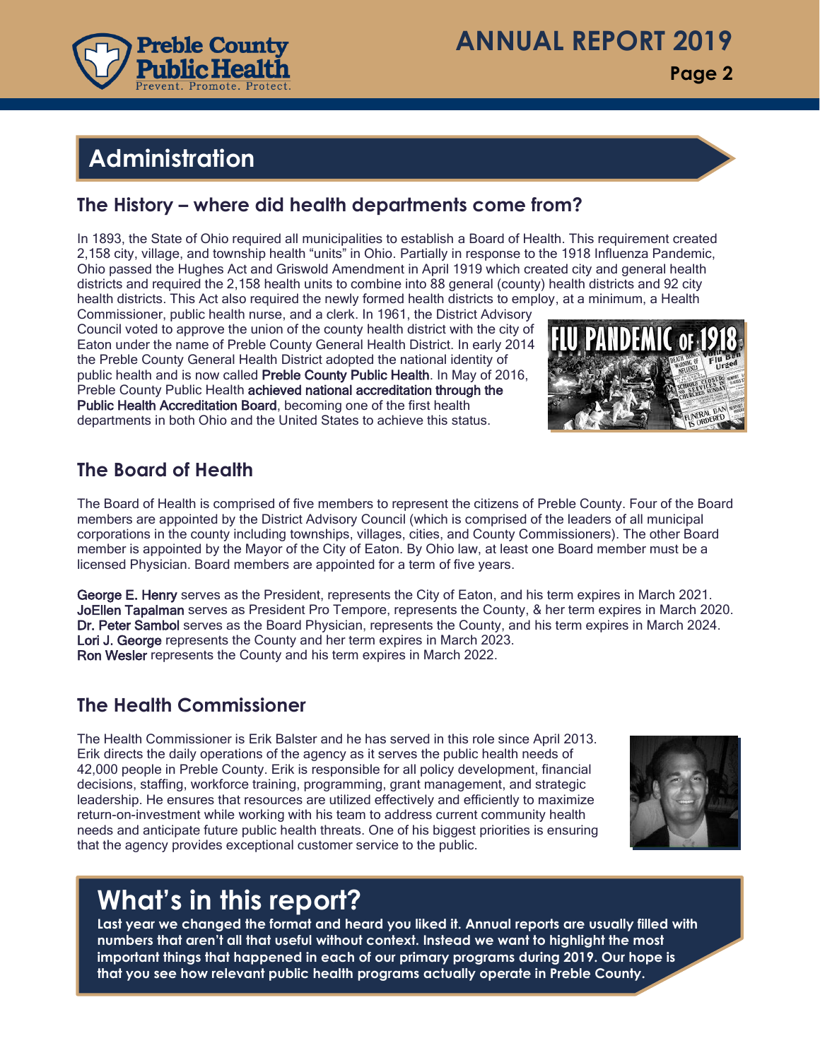# Administration

## The History – where did health departments come from?

In 1893, the State of Ohio required all municipalities to establish a Board of Health. This requirement created 2,158 city, village, and township health "units" in Ohio. Partially in response to the 1918 Influenza Pandemic, Ohio passed the Hughes Act and Griswold Amendment in April 1919 which created city and general health districts and required the 2,158 health units to combine into 88 general (county) health districts and 92 city health districts. This Act also required the newly formed health districts to employ, at a minimum, a Health Commissioner, public health nurse, and a clerk. In 1961, the District Advisory Council voted to approve the union of the county health district with the city of Eaton under the name of Preble County General Health District. In early 2014 the Preble County General Health District adopted the national identity of public health and is now called **Preble County Public Health**. In May of 2016, Preble County Public Health **achieved national accreditation through the Public Health Accreditation Board**, becoming one of the first health departments in both Ohio and the United States to achieve this status.

## The Board of Health

The Board of Health is comprised of five members to represent the citizens of Preble County. Four of the Board members are appointed by the District Advisory Council (which is comprised of the leaders of all municipal corporations in the county including townships, villages, cities, and County Commissioners). The other Board member is appointed by the Mayor of the City of Eaton. By Ohio law, at least one Board member must be a licensed Physician. Board members are appointed for a term of five years.

**George E. Henry** serves as the President, represents the City of Eaton, and his term expires in March 2021.
**JoEllen Tapalman** serves as President Pro Tempore, represents the County, & her term expires in March 2020.
**Dr. Peter Sambol** serves as the Board Physician, represents the County, and his term expires in March 2024.
**Lori J. George** represents the County and her term expires in March 2023.
**Ron Wesler** represents the County and his term expires in March 2022.

## The Health Commissioner

The Health Commissioner is Erik Balster and he has served in this role since April 2013. Erik directs the daily operations of the agency as it serves the public health needs of 42,000 people in Preble County. Erik is responsible for all policy development, financial decisions, staffing, workforce training, programming, grant management, and strategic leadership. He ensures that resources are utilized effectively and efficiently to maximize return-on-investment while working with his team to address current community health needs and anticipate future public health threats. One of his biggest priorities is ensuring that the agency provides exceptional customer service to the public.

# What's in this report?

**Last year we changed the format and heard you liked it. Annual reports are usually filled with numbers that aren't all that useful without context. Instead we want to highlight the most important things that happened in each of our primary programs during 2019. Our hope is that you see how relevant public health programs actually operate in Preble County.**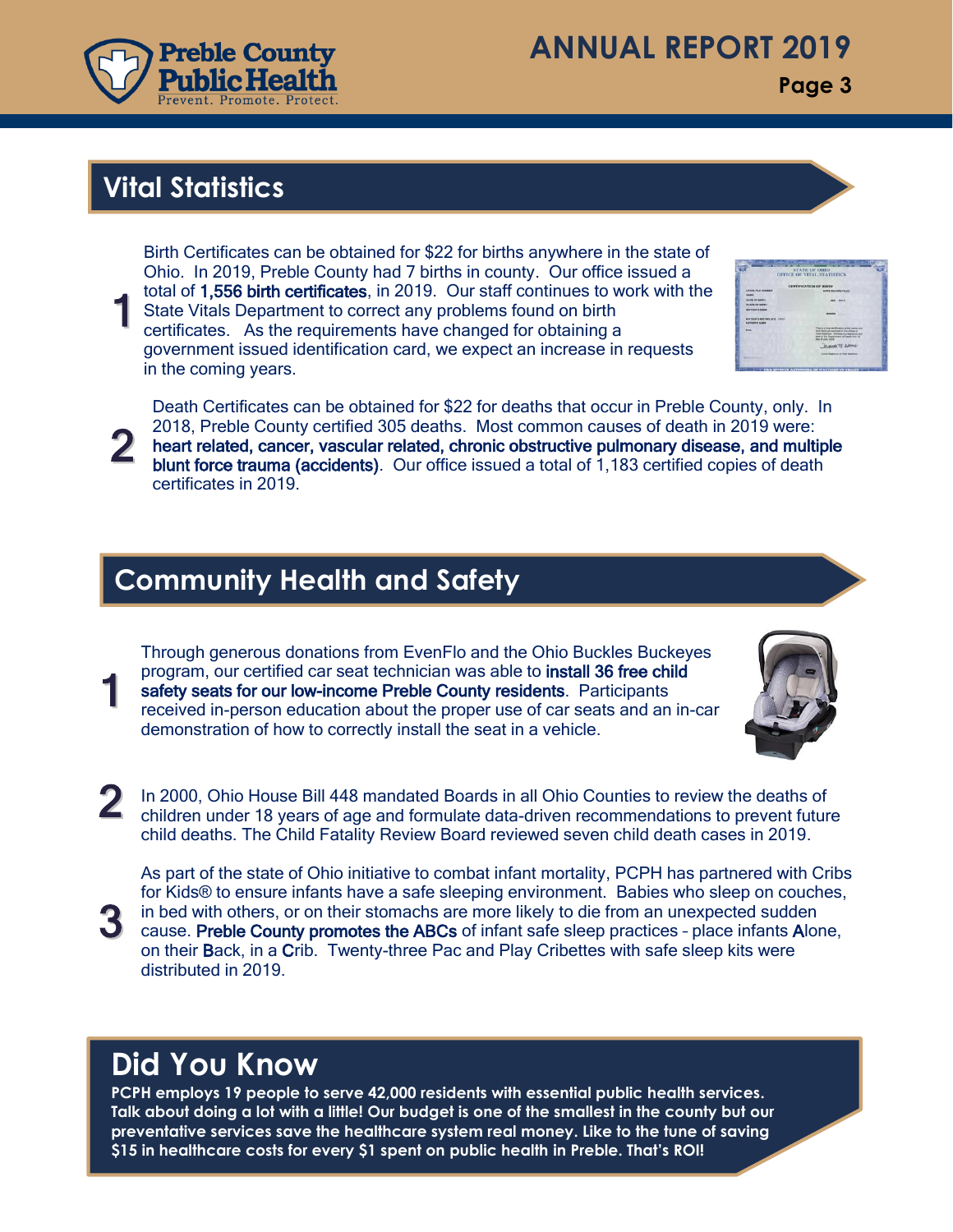## Vital Statistics

1. Birth Certificates can be obtained for $22 for births anywhere in the state of Ohio. In 2019, Preble County had 7 births in county. Our office issued a total of **1,556 birth certificates**, in 2019. Our staff continues to work with the State Vitals Department to correct any problems found on birth certificates. As the requirements have changed for obtaining a government issued identification card, we expect an increase in requests in the coming years.

2. Death Certificates can be obtained for $22 for deaths that occur in Preble County, only. In 2018, Preble County certified 305 deaths. Most common causes of death in 2019 were: **heart related, cancer, vascular related, chronic obstructive pulmonary disease, and multiple blunt force trauma (accidents)**. Our office issued a total of 1,183 certified copies of death certificates in 2019.

## Community Health and Safety

1. Through generous donations from EvenFlo and the Ohio Buckles Buckeyes program, our certified car seat technician was able to **install 36 free child safety seats for our low-income Preble County residents**. Participants received in-person education about the proper use of car seats and an in-car demonstration of how to correctly install the seat in a vehicle.

2. In 2000, Ohio House Bill 448 mandated Boards in all Ohio Counties to review the deaths of children under 18 years of age and formulate data-driven recommendations to prevent future child deaths. The Child Fatality Review Board reviewed seven child death cases in 2019.

3. As part of the state of Ohio initiative to combat infant mortality, PCPH has partnered with Cribs for Kids® to ensure infants have a safe sleeping environment. Babies who sleep on couches, in bed with others, or on their stomachs are more likely to die from an unexpected sudden cause. **Preble County promotes the ABCs** of infant safe sleep practices – place infants **A**lone, on their **B**ack, in a **C**rib. Twenty-three Pac and Play Cribettes with safe sleep kits were distributed in 2019.

## Did You Know

**PCPH employs 19 people to serve 42,000 residents with essential public health services. Talk about doing a lot with a little! Our budget is one of the smallest in the county but our preventative services save the healthcare system real money. Like to the tune of saving $15 in healthcare costs for every $1 spent on public health in Preble. That's ROI!**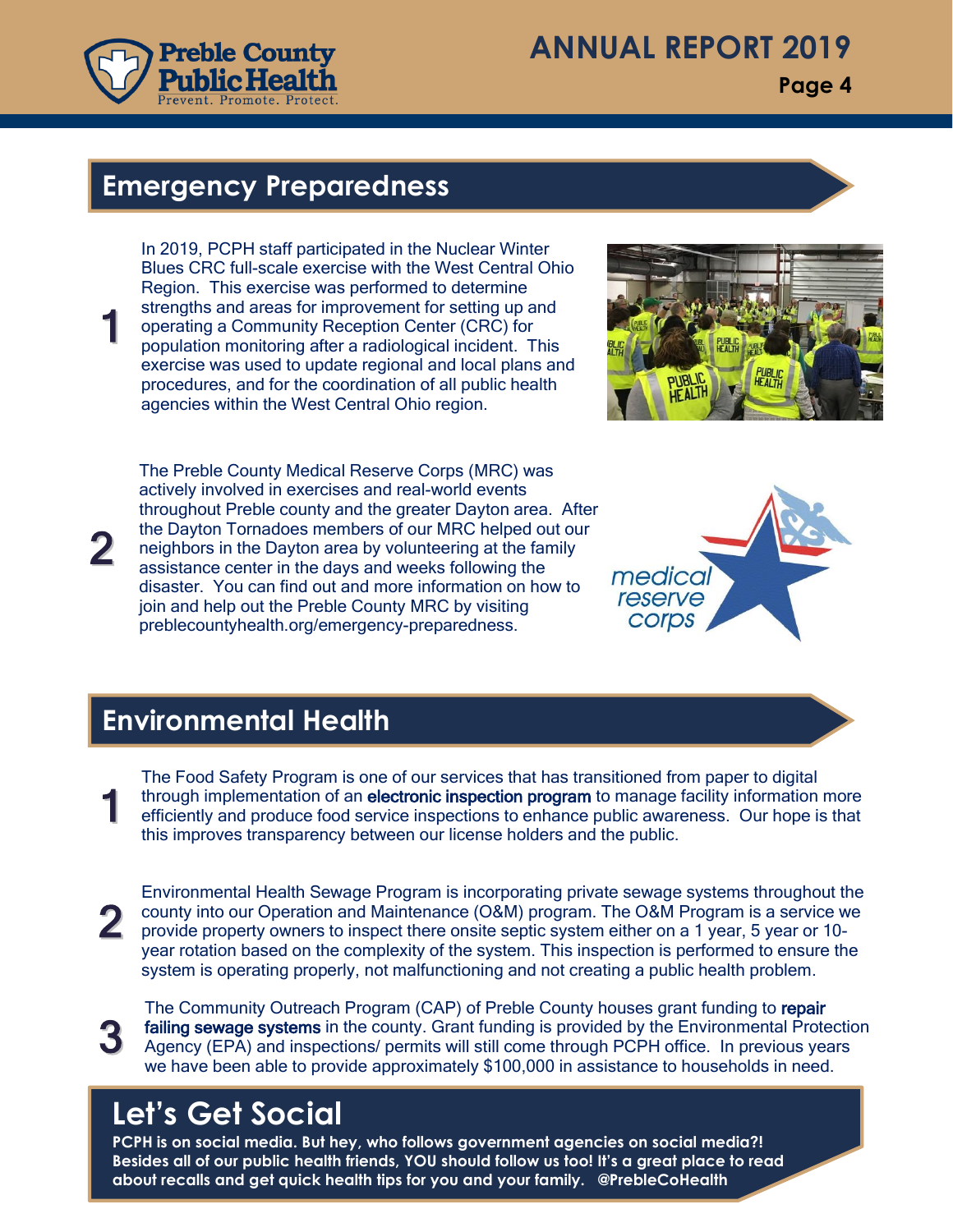## Emergency Preparedness

1. In 2019, PCPH staff participated in the Nuclear Winter Blues CRC full-scale exercise with the West Central Ohio Region. This exercise was performed to determine strengths and areas for improvement for setting up and operating a Community Reception Center (CRC) for population monitoring after a radiological incident. This exercise was used to update regional and local plans and procedures, and for the coordination of all public health agencies within the West Central Ohio region.

2. The Preble County Medical Reserve Corps (MRC) was actively involved in exercises and real-world events throughout Preble county and the greater Dayton area. After the Dayton Tornadoes members of our MRC helped out our neighbors in the Dayton area by volunteering at the family assistance center in the days and weeks following the disaster. You can find out and more information on how to join and help out the Preble County MRC by visiting preblecountyhealth.org/emergency-preparedness.

## Environmental Health

1. The Food Safety Program is one of our services that has transitioned from paper to digital through implementation of an electronic inspection program to manage facility information more efficiently and produce food service inspections to enhance public awareness. Our hope is that this improves transparency between our license holders and the public.

2. Environmental Health Sewage Program is incorporating private sewage systems throughout the county into our Operation and Maintenance (O&M) program. The O&M Program is a service we provide property owners to inspect there onsite septic system either on a 1 year, 5 year or 10-year rotation based on the complexity of the system. This inspection is performed to ensure the system is operating properly, not malfunctioning and not creating a public health problem.

3. The Community Outreach Program (CAP) of Preble County houses grant funding to repair failing sewage systems in the county. Grant funding is provided by the Environmental Protection Agency (EPA) and inspections/ permits will still come through PCPH office. In previous years we have been able to provide approximately $100,000 in assistance to households in need.

## Let's Get Social

**PCPH is on social media. But hey, who follows government agencies on social media?! Besides all of our public health friends, YOU should follow us too! It's a great place to read about recalls and get quick health tips for you and your family. @PrebleCoHealth**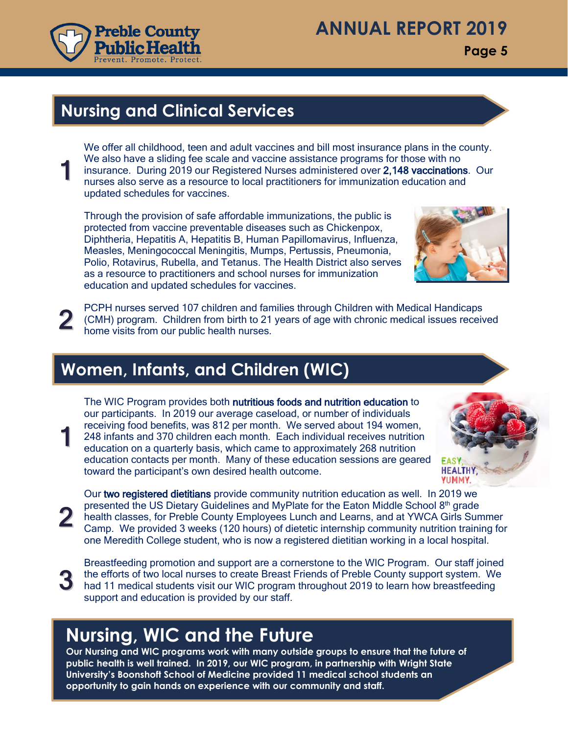## Nursing and Clinical Services

1

We offer all childhood, teen and adult vaccines and bill most insurance plans in the county. We also have a sliding fee scale and vaccine assistance programs for those with no insurance. During 2019 our Registered Nurses administered over **2,148 vaccinations**. Our nurses also serve as a resource to local practitioners for immunization education and updated schedules for vaccines.

Through the provision of safe affordable immunizations, the public is protected from vaccine preventable diseases such as Chickenpox, Diphtheria, Hepatitis A, Hepatitis B, Human Papillomavirus, Influenza, Measles, Meningococcal Meningitis, Mumps, Pertussis, Pneumonia, Polio, Rotavirus, Rubella, and Tetanus. The Health District also serves as a resource to practitioners and school nurses for immunization education and updated schedules for vaccines.

2

PCPH nurses served 107 children and families through Children with Medical Handicaps (CMH) program. Children from birth to 21 years of age with chronic medical issues received home visits from our public health nurses.

## Women, Infants, and Children (WIC)

1

The WIC Program provides both **nutritious foods and nutrition education** to our participants. In 2019 our average caseload, or number of individuals receiving food benefits, was 812 per month. We served about 194 women, 248 infants and 370 children each month. Each individual receives nutrition education on a quarterly basis, which came to approximately 268 nutrition education contacts per month. Many of these education sessions are geared toward the participant's own desired health outcome.

EASY, HEALTHY, YUMMY.

2

Our **two registered dietitians** provide community nutrition education as well. In 2019 we presented the US Dietary Guidelines and MyPlate for the Eaton Middle School 8th grade health classes, for Preble County Employees Lunch and Learns, and at YWCA Girls Summer Camp. We provided 3 weeks (120 hours) of dietetic internship community nutrition training for one Meredith College student, who is now a registered dietitian working in a local hospital.

3

Breastfeeding promotion and support are a cornerstone to the WIC Program. Our staff joined the efforts of two local nurses to create Breast Friends of Preble County support system. We had 11 medical students visit our WIC program throughout 2019 to learn how breastfeeding support and education is provided by our staff.

## Nursing, WIC and the Future

**Our Nursing and WIC programs work with many outside groups to ensure that the future of public health is well trained. In 2019, our WIC program, in partnership with Wright State University's Boonshoft School of Medicine provided 11 medical school students an opportunity to gain hands on experience with our community and staff.**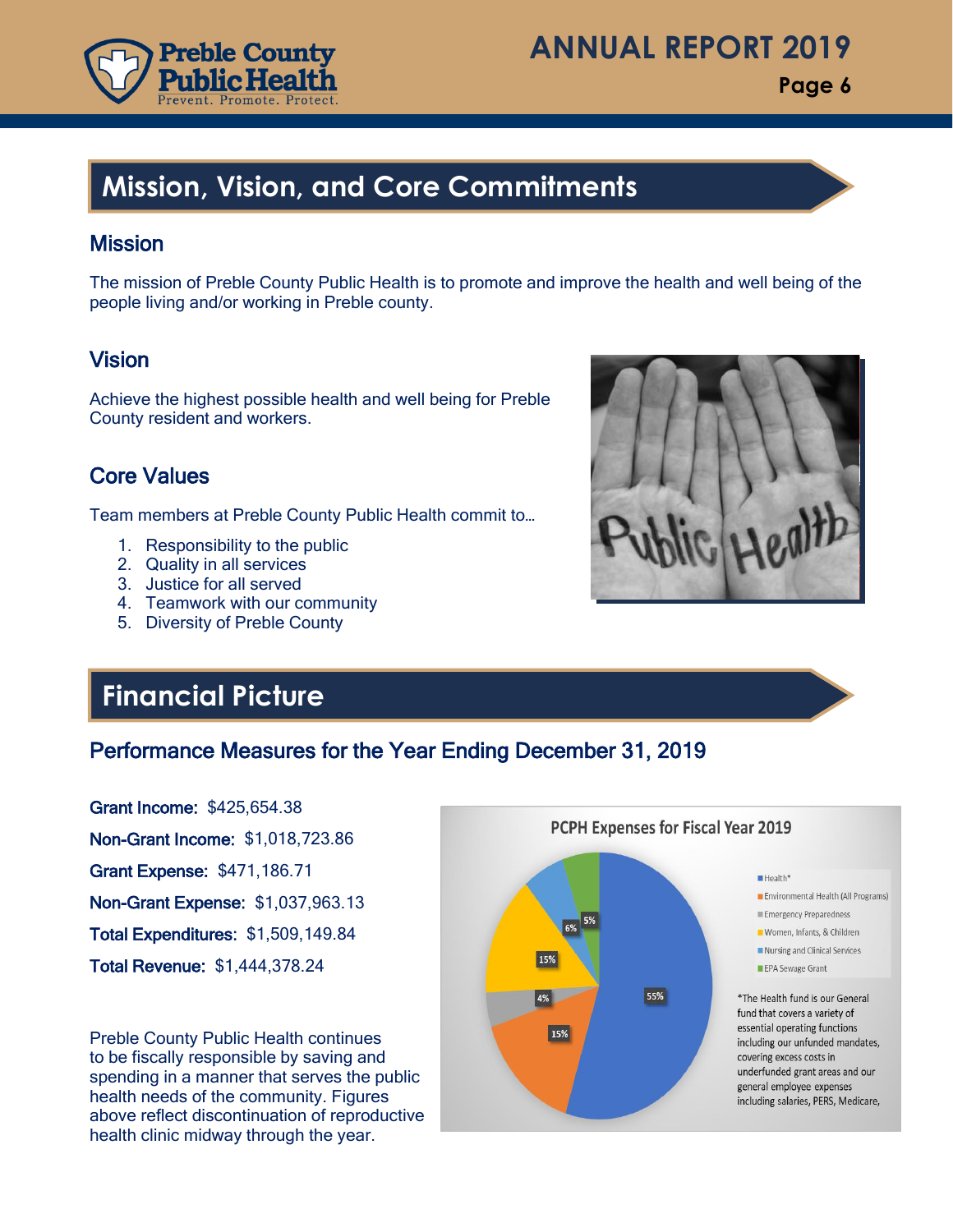## Mission, Vision, and Core Commitments

### Mission

The mission of Preble County Public Health is to promote and improve the health and well being of the people living and/or working in Preble county.

### Vision

Achieve the highest possible health and well being for Preble County resident and workers.

### Core Values

Team members at Preble County Public Health commit to…

1. Responsibility to the public
2. Quality in all services
3. Justice for all served
4. Teamwork with our community
5. Diversity of Preble County

## Financial Picture

### Performance Measures for the Year Ending December 31, 2019

**Grant Income:** $425,654.38

**Non-Grant Income:** $1,018,723.86

**Grant Expense:** $471,186.71

**Non-Grant Expense:** $1,037,963.13

**Total Expenditures:** $1,509,149.84

**Total Revenue:** $1,444,378.24

Preble County Public Health continues to be fiscally responsible by saving and spending in a manner that serves the public health needs of the community. Figures above reflect discontinuation of reproductive health clinic midway through the year.

PCPH Expenses for Fiscal Year 2019

Health*
Environmental Health (All Programs)
Emergency Preparedness
Women, Infants, & Children
Nursing and Clinical Services
EPA Sewage Grant

55%
15%
4%
15%
6%
5%

*The Health fund is our General fund that covers a variety of essential operating functions including our unfunded mandates, covering excess costs in underfunded grant areas and our general employee expenses including salaries, PERS, Medicare,